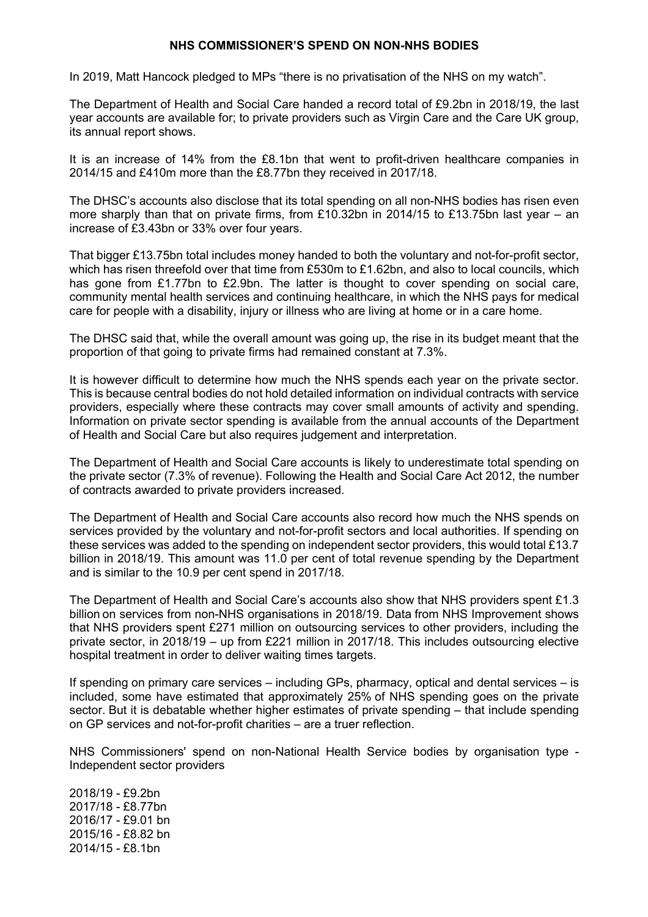# NHS COMMISSIONER'S SPEND ON NON-NHS BODIES

In 2019, Matt Hancock pledged to MPs "there is no privatisation of the NHS on my watch".

The Department of Health and Social Care handed a record total of £9.2bn in 2018/19, the last year accounts are available for; to private providers such as Virgin Care and the Care UK group, its annual report shows.

It is an increase of 14% from the £8.1bn that went to profit-driven healthcare companies in 2014/15 and £410m more than the £8.77bn they received in 2017/18.

The DHSC's accounts also disclose that its total spending on all non-NHS bodies has risen even more sharply than that on private firms, from £10.32bn in 2014/15 to £13.75bn last year – an increase of £3.43bn or 33% over four years.

That bigger £13.75bn total includes money handed to both the voluntary and not-for-profit sector, which has risen threefold over that time from £530m to £1.62bn, and also to local councils, which has gone from £1.77bn to £2.9bn. The latter is thought to cover spending on social care, community mental health services and continuing healthcare, in which the NHS pays for medical care for people with a disability, injury or illness who are living at home or in a care home.

The DHSC said that, while the overall amount was going up, the rise in its budget meant that the proportion of that going to private firms had remained constant at 7.3%.

It is however difficult to determine how much the NHS spends each year on the private sector. This is because central bodies do not hold detailed information on individual contracts with service providers, especially where these contracts may cover small amounts of activity and spending. Information on private sector spending is available from the annual accounts of the Department of Health and Social Care but also requires judgement and interpretation.

The Department of Health and Social Care accounts is likely to underestimate total spending on the private sector (7.3% of revenue). Following the Health and Social Care Act 2012, the number of contracts awarded to private providers increased.

The Department of Health and Social Care accounts also record how much the NHS spends on services provided by the voluntary and not-for-profit sectors and local authorities. If spending on these services was added to the spending on independent sector providers, this would total £13.7 billion in 2018/19. This amount was 11.0 per cent of total revenue spending by the Department and is similar to the 10.9 per cent spend in 2017/18.

The Department of Health and Social Care's accounts also show that NHS providers spent £1.3 billion on services from non-NHS organisations in 2018/19. Data from NHS Improvement shows that NHS providers spent £271 million on outsourcing services to other providers, including the private sector, in 2018/19 – up from £221 million in 2017/18. This includes outsourcing elective hospital treatment in order to deliver waiting times targets.

If spending on primary care services – including GPs, pharmacy, optical and dental services – is included, some have estimated that approximately 25% of NHS spending goes on the private sector. But it is debatable whether higher estimates of private spending – that include spending on GP services and not-for-profit charities – are a truer reflection.

NHS Commissioners' spend on non-National Health Service bodies by organisation type - Independent sector providers

2018/19 - £9.2bn
2017/18 - £8.77bn
2016/17 - £9.01 bn
2015/16 - £8.82 bn
2014/15 - £8.1bn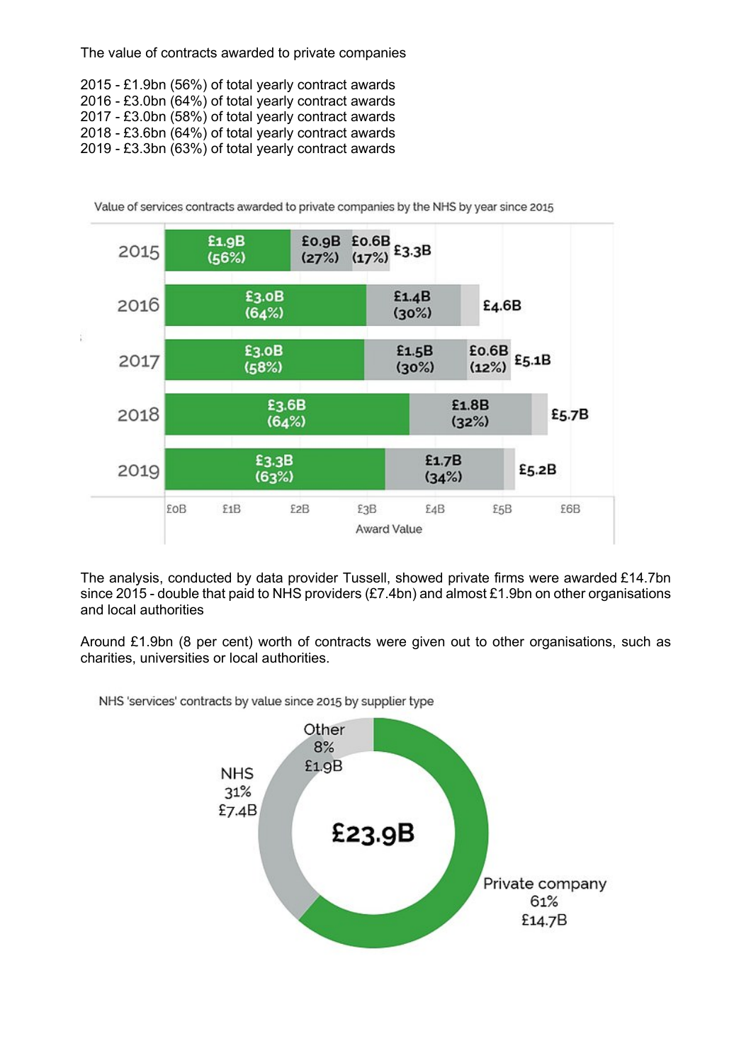The value of contracts awarded to private companies

2015 - £1.9bn (56%) of total yearly contract awards
2016 - £3.0bn (64%) of total yearly contract awards
2017 - £3.0bn (58%) of total yearly contract awards
2018 - £3.6bn (64%) of total yearly contract awards
2019 - £3.3bn (63%) of total yearly contract awards

Value of services contracts awarded to private companies by the NHS by year since 2015

| Year | Private company | NHS | Other | Total |
|---|---|---|---|---|
| 2015 | £1.9B (56%) | £0.9B (27%) | £0.6B (17%) | £3.3B |
| 2016 | £3.0B (64%) | £1.4B (30%) | | £4.6B |
| 2017 | £3.0B (58%) | £1.5B (30%) | £0.6B (12%) | £5.1B |
| 2018 | £3.6B (64%) | £1.8B (32%) | | £5.7B |
| 2019 | £3.3B (63%) | £1.7B (34%) | | £5.2B |

Award Value

The analysis, conducted by data provider Tussell, showed private firms were awarded £14.7bn since 2015 - double that paid to NHS providers (£7.4bn) and almost £1.9bn on other organisations and local authorities

Around £1.9bn (8 per cent) worth of contracts were given out to other organisations, such as charities, universities or local authorities.

NHS 'services' contracts by value since 2015 by supplier type

| Supplier type | Share | Value |
|---|---|---|
| Private company | 61% | £14.7B |
| NHS | 31% | £7.4B |
| Other | 8% | £1.9B |
| **Total** | | **£23.9B** |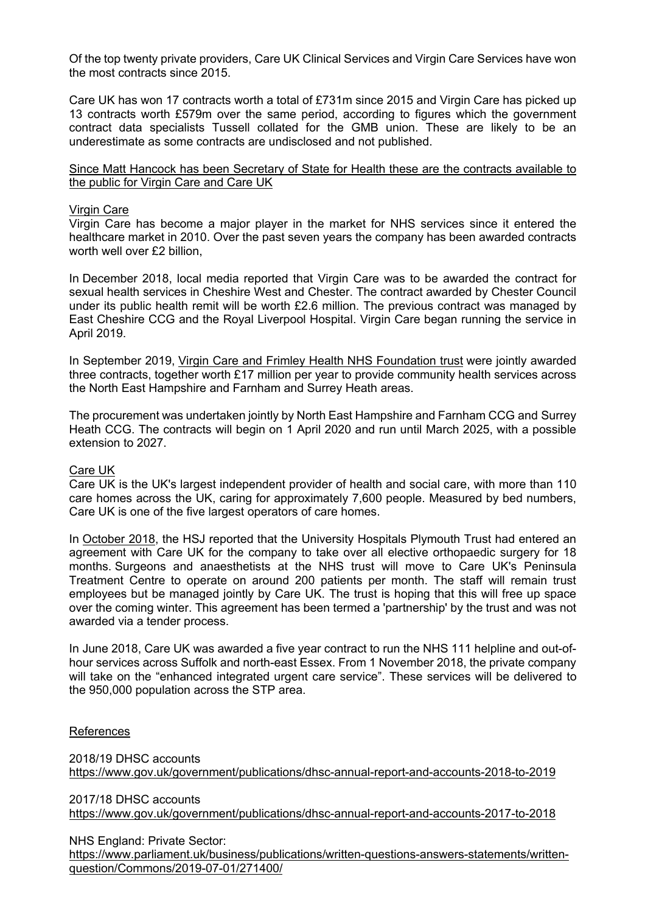Of the top twenty private providers, Care UK Clinical Services and Virgin Care Services have won the most contracts since 2015.

Care UK has won 17 contracts worth a total of £731m since 2015 and Virgin Care has picked up 13 contracts worth £579m over the same period, according to figures which the government contract data specialists Tussell collated for the GMB union. These are likely to be an underestimate as some contracts are undisclosed and not published.

Since Matt Hancock has been Secretary of State for Health these are the contracts available to the public for Virgin Care and Care UK

Virgin Care

Virgin Care has become a major player in the market for NHS services since it entered the healthcare market in 2010. Over the past seven years the company has been awarded contracts worth well over £2 billion,

In December 2018, local media reported that Virgin Care was to be awarded the contract for sexual health services in Cheshire West and Chester. The contract awarded by Chester Council under its public health remit will be worth £2.6 million. The previous contract was managed by East Cheshire CCG and the Royal Liverpool Hospital. Virgin Care began running the service in April 2019.

In September 2019, Virgin Care and Frimley Health NHS Foundation trust were jointly awarded three contracts, together worth £17 million per year to provide community health services across the North East Hampshire and Farnham and Surrey Heath areas.

The procurement was undertaken jointly by North East Hampshire and Farnham CCG and Surrey Heath CCG. The contracts will begin on 1 April 2020 and run until March 2025, with a possible extension to 2027.

Care UK

Care UK is the UK's largest independent provider of health and social care, with more than 110 care homes across the UK, caring for approximately 7,600 people. Measured by bed numbers, Care UK is one of the five largest operators of care homes.

In October 2018, the HSJ reported that the University Hospitals Plymouth Trust had entered an agreement with Care UK for the company to take over all elective orthopaedic surgery for 18 months. Surgeons and anaesthetists at the NHS trust will move to Care UK's Peninsula Treatment Centre to operate on around 200 patients per month. The staff will remain trust employees but be managed jointly by Care UK. The trust is hoping that this will free up space over the coming winter. This agreement has been termed a 'partnership' by the trust and was not awarded via a tender process.

In June 2018, Care UK was awarded a five year contract to run the NHS 111 helpline and out-of-hour services across Suffolk and north-east Essex. From 1 November 2018, the private company will take on the "enhanced integrated urgent care service". These services will be delivered to the 950,000 population across the STP area.

References

2018/19 DHSC accounts
https://www.gov.uk/government/publications/dhsc-annual-report-and-accounts-2018-to-2019

2017/18 DHSC accounts
https://www.gov.uk/government/publications/dhsc-annual-report-and-accounts-2017-to-2018

NHS England: Private Sector:
https://www.parliament.uk/business/publications/written-questions-answers-statements/written-question/Commons/2019-07-01/271400/